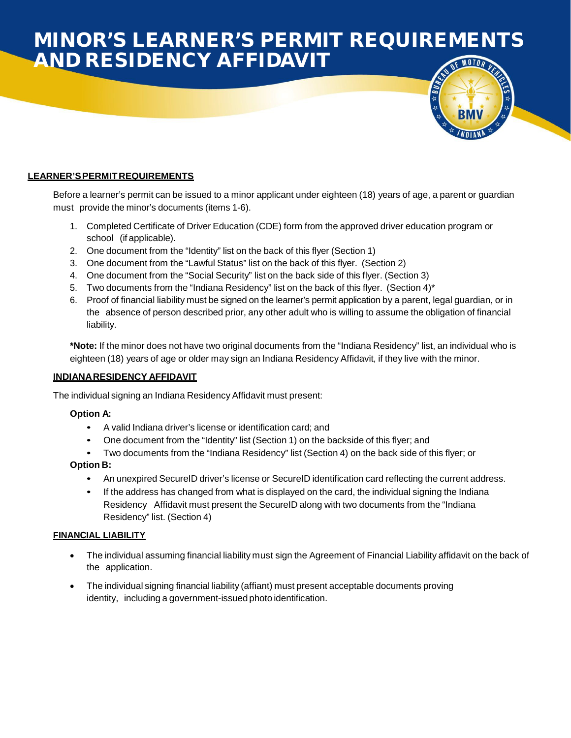# MINOR'S LEARNER'S PERMIT REQUIREMENTS AND RESIDENCY AFFIDAVIT

## LEARNER'S PERMIT REQUIREMENTS

Before a learner's permit can be issued to a minor applicant under eighteen (18) years of age, a parent or guardian must provide the minor's documents (items 1-6).

1. Completed Certificate of Driver Education (CDE) form from the approved driver education program or school (if applicable).
2. One document from the "Identity" list on the back of this flyer (Section 1)
3. One document from the "Lawful Status" list on the back of this flyer. (Section 2)
4. One document from the "Social Security" list on the back side of this flyer. (Section 3)
5. Two documents from the "Indiana Residency" list on the back of this flyer. (Section 4)*
6. Proof of financial liability must be signed on the learner's permit application by a parent, legal guardian, or in the absence of person described prior, any other adult who is willing to assume the obligation of financial liability.

***Note:** If the minor does not have two original documents from the "Indiana Residency" list, an individual who is eighteen (18) years of age or older may sign an Indiana Residency Affidavit, if they live with the minor.

## INDIANA RESIDENCY AFFIDAVIT

The individual signing an Indiana Residency Affidavit must present:

**Option A:**

- A valid Indiana driver's license or identification card; and
- One document from the "Identity" list (Section 1) on the backside of this flyer; and
- Two documents from the "Indiana Residency" list (Section 4) on the back side of this flyer; or

**Option B:**

- An unexpired SecureID driver's license or SecureID identification card reflecting the current address.
- If the address has changed from what is displayed on the card, the individual signing the Indiana Residency Affidavit must present the SecureID along with two documents from the "Indiana Residency" list. (Section 4)

## FINANCIAL LIABILITY

- The individual assuming financial liability must sign the Agreement of Financial Liability affidavit on the back of the application.
- The individual signing financial liability (affiant) must present acceptable documents proving identity, including a government-issued photo identification.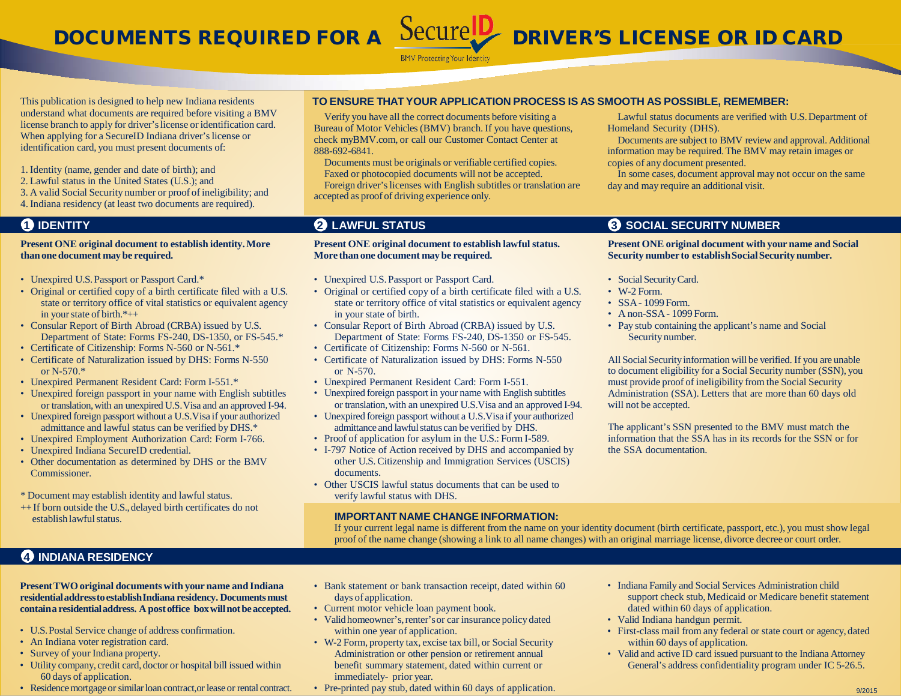# DOCUMENTS REQUIRED FOR A SecureID DRIVER'S LICENSE OR ID CARD

BMV Protecting Your Identity

This publication is designed to help new Indiana residents understand what documents are required before visiting a BMV license branch to apply for driver's license or identification card. When applying for a SecureID Indiana driver's license or identification card, you must present documents of:

1. Identity (name, gender and date of birth); and
2. Lawful status in the United States (U.S.); and
3. A valid Social Security number or proof of ineligibility; and
4. Indiana residency (at least two documents are required).

### TO ENSURE THAT YOUR APPLICATION PROCESS IS AS SMOOTH AS POSSIBLE, REMEMBER:

Verify you have all the correct documents before visiting a Bureau of Motor Vehicles (BMV) branch. If you have questions, check myBMV.com, or call our Customer Contact Center at 888-692-6841.

Documents must be originals or verifiable certified copies.

Faxed or photocopied documents will not be accepted.

Foreign driver's licenses with English subtitles or translation are accepted as proof of driving experience only.

Lawful status documents are verified with U.S. Department of Homeland Security (DHS).

Documents are subject to BMV review and approval. Additional information may be required. The BMV may retain images or copies of any document presented.

In some cases, document approval may not occur on the same day and may require an additional visit.

## 1 IDENTITY

**Present ONE original document to establish identity. More than one document may be required.**

- Unexpired U.S. Passport or Passport Card.*
- Original or certified copy of a birth certificate filed with a U.S. state or territory office of vital statistics or equivalent agency in your state of birth.*++
- Consular Report of Birth Abroad (CRBA) issued by U.S. Department of State: Forms FS-240, DS-1350, or FS-545.*
- Certificate of Citizenship: Forms N-560 or N-561.*
- Certificate of Naturalization issued by DHS: Forms N-550 or N-570.*
- Unexpired Permanent Resident Card: Form I-551.*
- Unexpired foreign passport in your name with English subtitles or translation, with an unexpired U.S. Visa and an approved I-94.
- Unexpired foreign passport without a U.S. Visa if your authorized admittance and lawful status can be verified by DHS.*
- Unexpired Employment Authorization Card: Form I-766.
- Unexpired Indiana SecureID credential.
- Other documentation as determined by DHS or the BMV Commissioner.

\* Document may establish identity and lawful status.

++ If born outside the U.S., delayed birth certificates do not establish lawful status.

## 2 LAWFUL STATUS

**Present ONE original document to establish lawful status. More than one document may be required.**

- Unexpired U.S. Passport or Passport Card.
- Original or certified copy of a birth certificate filed with a U.S. state or territory office of vital statistics or equivalent agency in your state of birth.
- Consular Report of Birth Abroad (CRBA) issued by U.S. Department of State: Forms FS-240, DS-1350 or FS-545.
- Certificate of Citizenship: Forms N-560 or N-561.
- Certificate of Naturalization issued by DHS: Forms N-550 or N-570.
- Unexpired Permanent Resident Card: Form I-551.
- Unexpired foreign passport in your name with English subtitles or translation, with an unexpired U.S. Visa and an approved I-94.
- Unexpired foreign passport without a U.S. Visa if your authorized admittance and lawful status can be verified by DHS.
- Proof of application for asylum in the U.S.: Form I-589.
- I-797 Notice of Action received by DHS and accompanied by other U.S. Citizenship and Immigration Services (USCIS) documents.
- Other USCIS lawful status documents that can be used to verify lawful status with DHS.

## 3 SOCIAL SECURITY NUMBER

**Present ONE original document with your name and Social Security number to establish Social Security number.**

- Social Security Card.
- W-2 Form.
- SSA - 1099 Form.
- A non-SSA - 1099 Form.
- Pay stub containing the applicant's name and Social Security number.

All Social Security information will be verified. If you are unable to document eligibility for a Social Security number (SSN), you must provide proof of ineligibility from the Social Security Administration (SSA). Letters that are more than 60 days old will not be accepted.

The applicant's SSN presented to the BMV must match the information that the SSA has in its records for the SSN or for the SSA documentation.

### IMPORTANT NAME CHANGE INFORMATION:

If your current legal name is different from the name on your identity document (birth certificate, passport, etc.), you must show legal proof of the name change (showing a link to all name changes) with an original marriage license, divorce decree or court order.

## 4 INDIANA RESIDENCY

**Present TWO original documents with your name and Indiana residential address to establish Indiana residency. Documents must contain a residential address. A post office box will not be accepted.**

- U.S. Postal Service change of address confirmation.
- An Indiana voter registration card.
- Survey of your Indiana property.
- Utility company, credit card, doctor or hospital bill issued within 60 days of application.
- Residence mortgage or similar loan contract, or lease or rental contract.
- Bank statement or bank transaction receipt, dated within 60 days of application.
- Current motor vehicle loan payment book.
- Valid homeowner's, renter's or car insurance policy dated within one year of application.
- W-2 Form, property tax, excise tax bill, or Social Security Administration or other pension or retirement annual benefit summary statement, dated within current or immediately- prior year.
- Pre-printed pay stub, dated within 60 days of application.
- Indiana Family and Social Services Administration child support check stub, Medicaid or Medicare benefit statement dated within 60 days of application.
- Valid Indiana handgun permit.
- First-class mail from any federal or state court or agency, dated within 60 days of application.
- Valid and active ID card issued pursuant to the Indiana Attorney General's address confidentiality program under IC 5-26.5.

9/2015